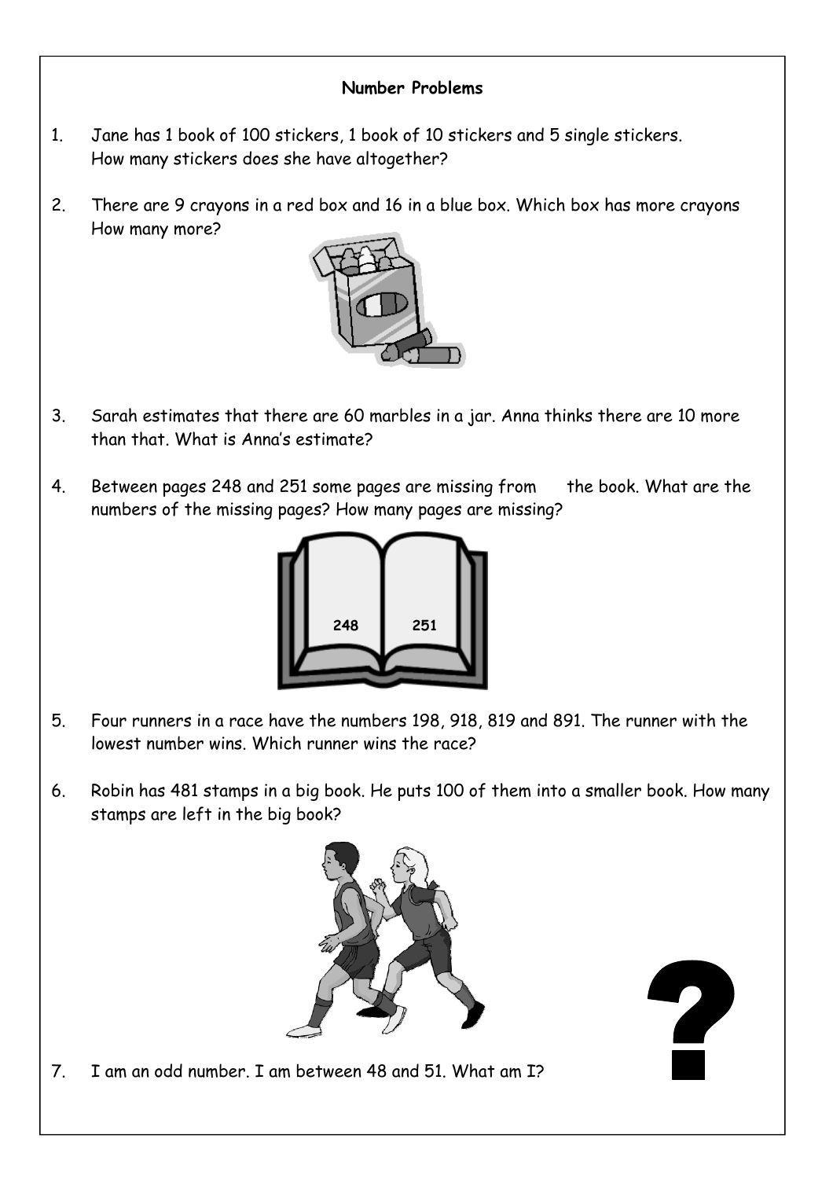**Number Problems**

1. Jane has 1 book of 100 stickers, 1 book of 10 stickers and 5 single stickers. How many stickers does she have altogether?

2. There are 9 crayons in a red box and 16 in a blue box. Which box has more crayons How many more?

3. Sarah estimates that there are 60 marbles in a jar. Anna thinks there are 10 more than that. What is Anna's estimate?

4. Between pages 248 and 251 some pages are missing from the book. What are the numbers of the missing pages? How many pages are missing?

5. Four runners in a race have the numbers 198, 918, 819 and 891. The runner with the lowest number wins. Which runner wins the race?

6. Robin has 481 stamps in a big book. He puts 100 of them into a smaller book. How many stamps are left in the big book?

7. I am an odd number. I am between 48 and 51. What am I?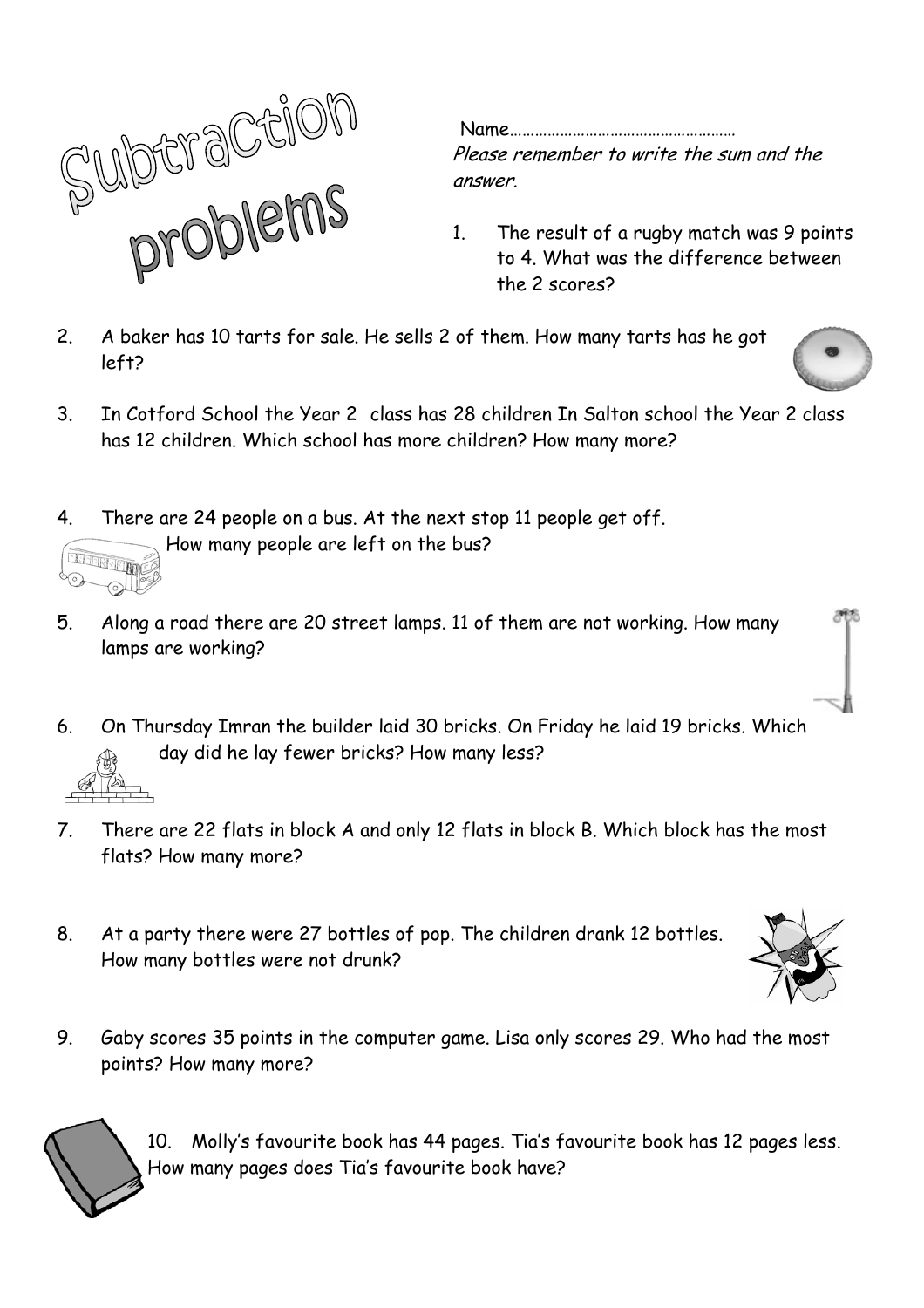# Subtraction problems

Name……………………………………………

*Please remember to write the sum and the answer.*

1. The result of a rugby match was 9 points to 4. What was the difference between the 2 scores?

2. A baker has 10 tarts for sale. He sells 2 of them. How many tarts has he got left?

3. In Cotford School the Year 2 class has 28 children In Salton school the Year 2 class has 12 children. Which school has more children? How many more?

4. There are 24 people on a bus. At the next stop 11 people get off. How many people are left on the bus?

5. Along a road there are 20 street lamps. 11 of them are not working. How many lamps are working?

6. On Thursday Imran the builder laid 30 bricks. On Friday he laid 19 bricks. Which day did he lay fewer bricks? How many less?

7. There are 22 flats in block A and only 12 flats in block B. Which block has the most flats? How many more?

8. At a party there were 27 bottles of pop. The children drank 12 bottles. How many bottles were not drunk?

9. Gaby scores 35 points in the computer game. Lisa only scores 29. Who had the most points? How many more?

10. Molly's favourite book has 44 pages. Tia's favourite book has 12 pages less. How many pages does Tia's favourite book have?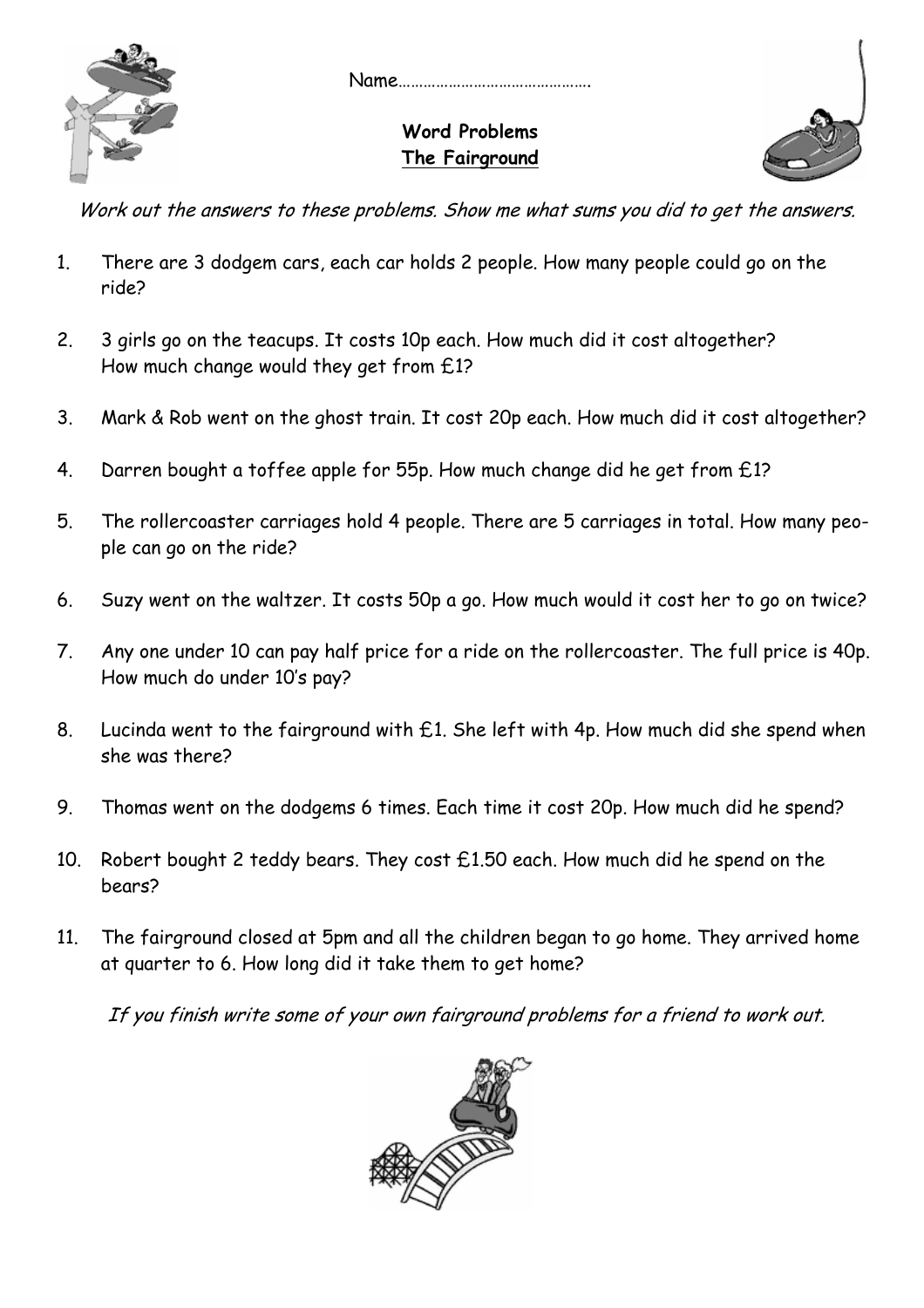Name…………………………………….

**Word Problems**

**The Fairground**

*Work out the answers to these problems. Show me what sums you did to get the answers.*

1. There are 3 dodgem cars, each car holds 2 people. How many people could go on the ride?

2. 3 girls go on the teacups. It costs 10p each. How much did it cost altogether? How much change would they get from £1?

3. Mark & Rob went on the ghost train. It cost 20p each. How much did it cost altogether?

4. Darren bought a toffee apple for 55p. How much change did he get from £1?

5. The rollercoaster carriages hold 4 people. There are 5 carriages in total. How many people can go on the ride?

6. Suzy went on the waltzer. It costs 50p a go. How much would it cost her to go on twice?

7. Any one under 10 can pay half price for a ride on the rollercoaster. The full price is 40p. How much do under 10's pay?

8. Lucinda went to the fairground with £1. She left with 4p. How much did she spend when she was there?

9. Thomas went on the dodgems 6 times. Each time it cost 20p. How much did he spend?

10. Robert bought 2 teddy bears. They cost £1.50 each. How much did he spend on the bears?

11. The fairground closed at 5pm and all the children began to go home. They arrived home at quarter to 6. How long did it take them to get home?

*If you finish write some of your own fairground problems for a friend to work out.*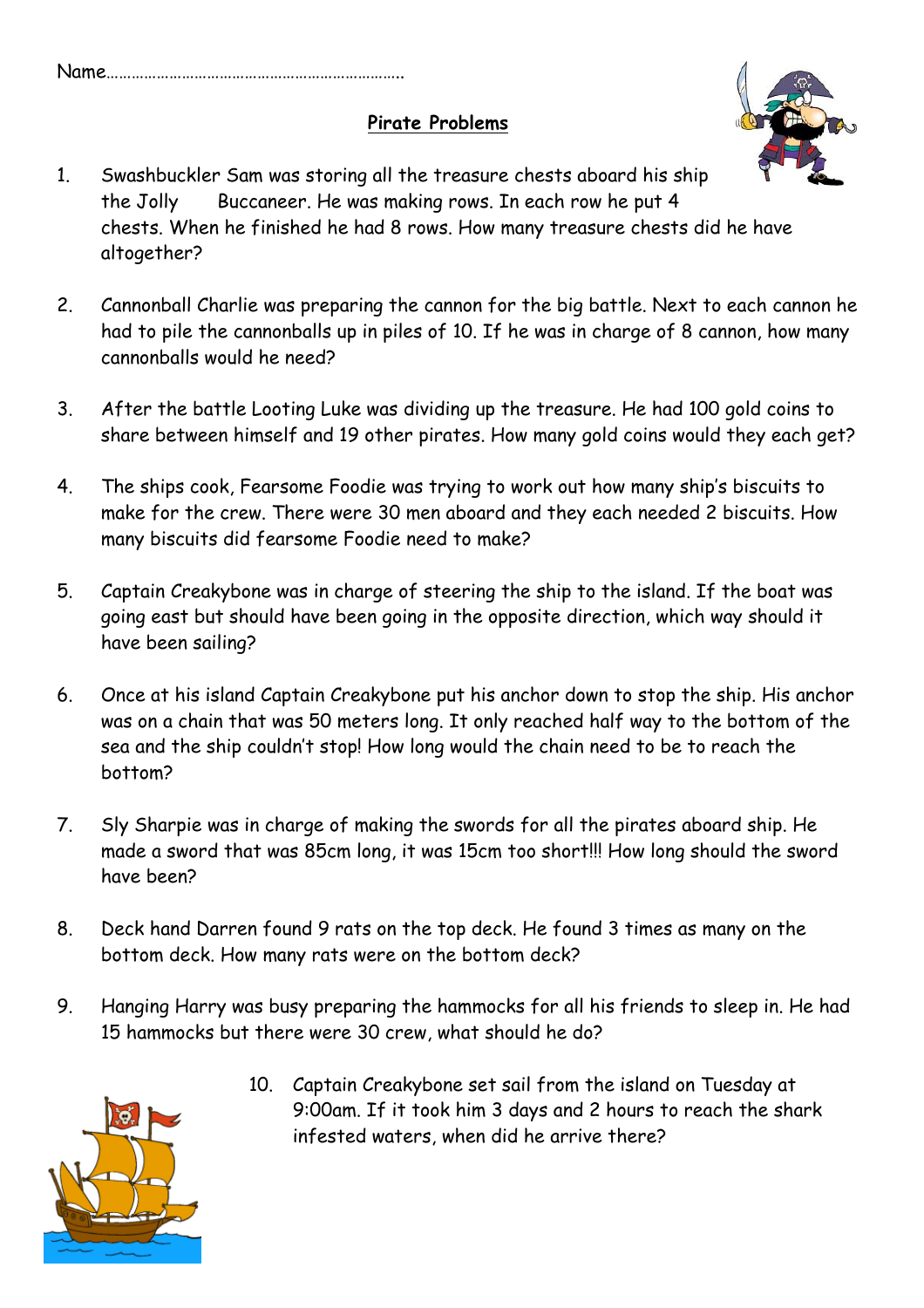Name……………………………………………………………

## Pirate Problems

1. Swashbuckler Sam was storing all the treasure chests aboard his ship the Jolly Buccaneer. He was making rows. In each row he put 4 chests. When he finished he had 8 rows. How many treasure chests did he have altogether?

2. Cannonball Charlie was preparing the cannon for the big battle. Next to each cannon he had to pile the cannonballs up in piles of 10. If he was in charge of 8 cannon, how many cannonballs would he need?

3. After the battle Looting Luke was dividing up the treasure. He had 100 gold coins to share between himself and 19 other pirates. How many gold coins would they each get?

4. The ships cook, Fearsome Foodie was trying to work out how many ship's biscuits to make for the crew. There were 30 men aboard and they each needed 2 biscuits. How many biscuits did fearsome Foodie need to make?

5. Captain Creakybone was in charge of steering the ship to the island. If the boat was going east but should have been going in the opposite direction, which way should it have been sailing?

6. Once at his island Captain Creakybone put his anchor down to stop the ship. His anchor was on a chain that was 50 meters long. It only reached half way to the bottom of the sea and the ship couldn't stop! How long would the chain need to be to reach the bottom?

7. Sly Sharpie was in charge of making the swords for all the pirates aboard ship. He made a sword that was 85cm long, it was 15cm too short!!! How long should the sword have been?

8. Deck hand Darren found 9 rats on the top deck. He found 3 times as many on the bottom deck. How many rats were on the bottom deck?

9. Hanging Harry was busy preparing the hammocks for all his friends to sleep in. He had 15 hammocks but there were 30 crew, what should he do?

10. Captain Creakybone set sail from the island on Tuesday at 9:00am. If it took him 3 days and 2 hours to reach the shark infested waters, when did he arrive there?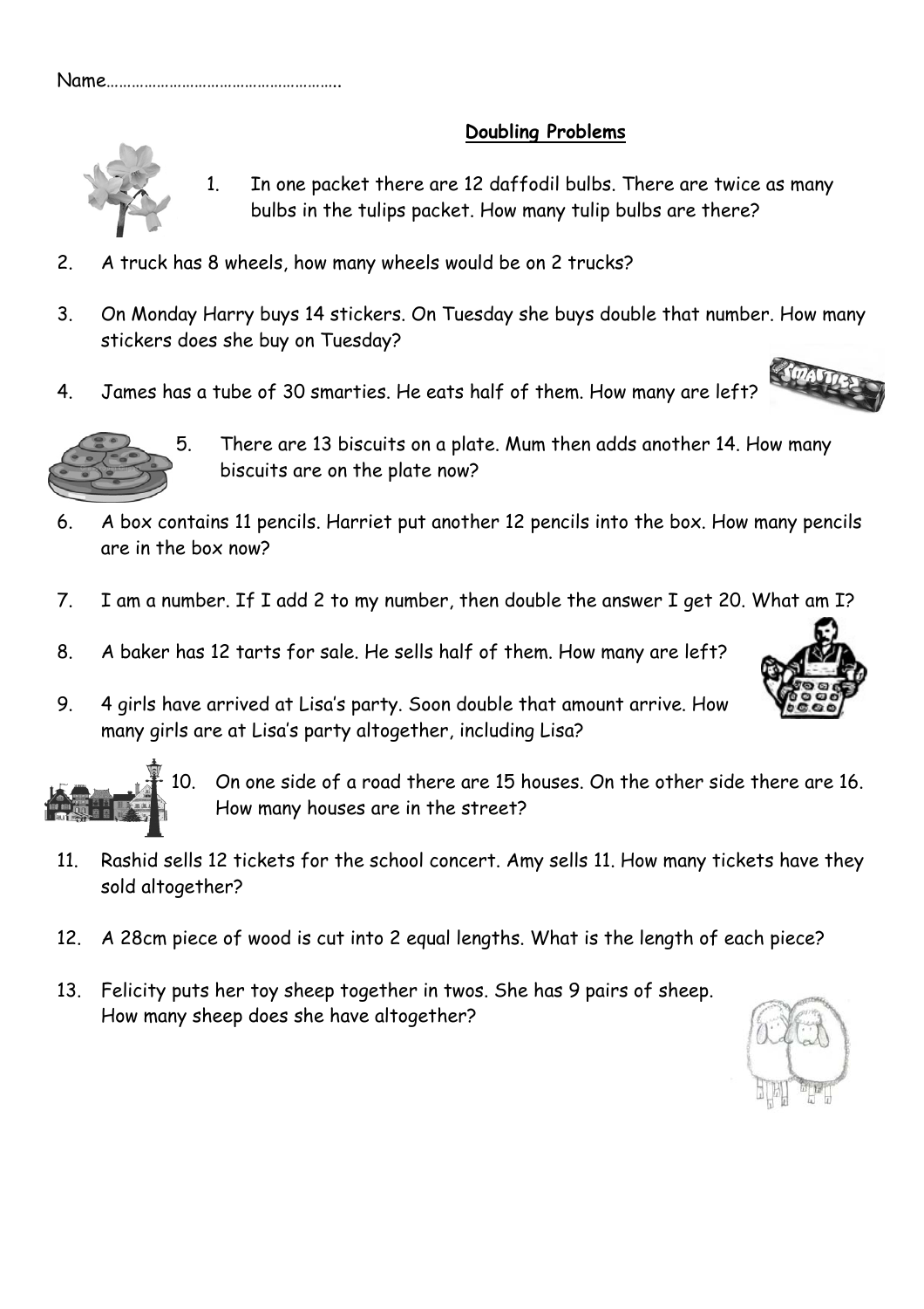Name……………………………………………….

## Doubling Problems

1. In one packet there are 12 daffodil bulbs. There are twice as many bulbs in the tulips packet. How many tulip bulbs are there?

2. A truck has 8 wheels, how many wheels would be on 2 trucks?

3. On Monday Harry buys 14 stickers. On Tuesday she buys double that number. How many stickers does she buy on Tuesday?

4. James has a tube of 30 smarties. He eats half of them. How many are left?

5. There are 13 biscuits on a plate. Mum then adds another 14. How many biscuits are on the plate now?

6. A box contains 11 pencils. Harriet put another 12 pencils into the box. How many pencils are in the box now?

7. I am a number. If I add 2 to my number, then double the answer I get 20. What am I?

8. A baker has 12 tarts for sale. He sells half of them. How many are left?

9. 4 girls have arrived at Lisa's party. Soon double that amount arrive. How many girls are at Lisa's party altogether, including Lisa?

10. On one side of a road there are 15 houses. On the other side there are 16. How many houses are in the street?

11. Rashid sells 12 tickets for the school concert. Amy sells 11. How many tickets have they sold altogether?

12. A 28cm piece of wood is cut into 2 equal lengths. What is the length of each piece?

13. Felicity puts her toy sheep together in twos. She has 9 pairs of sheep. How many sheep does she have altogether?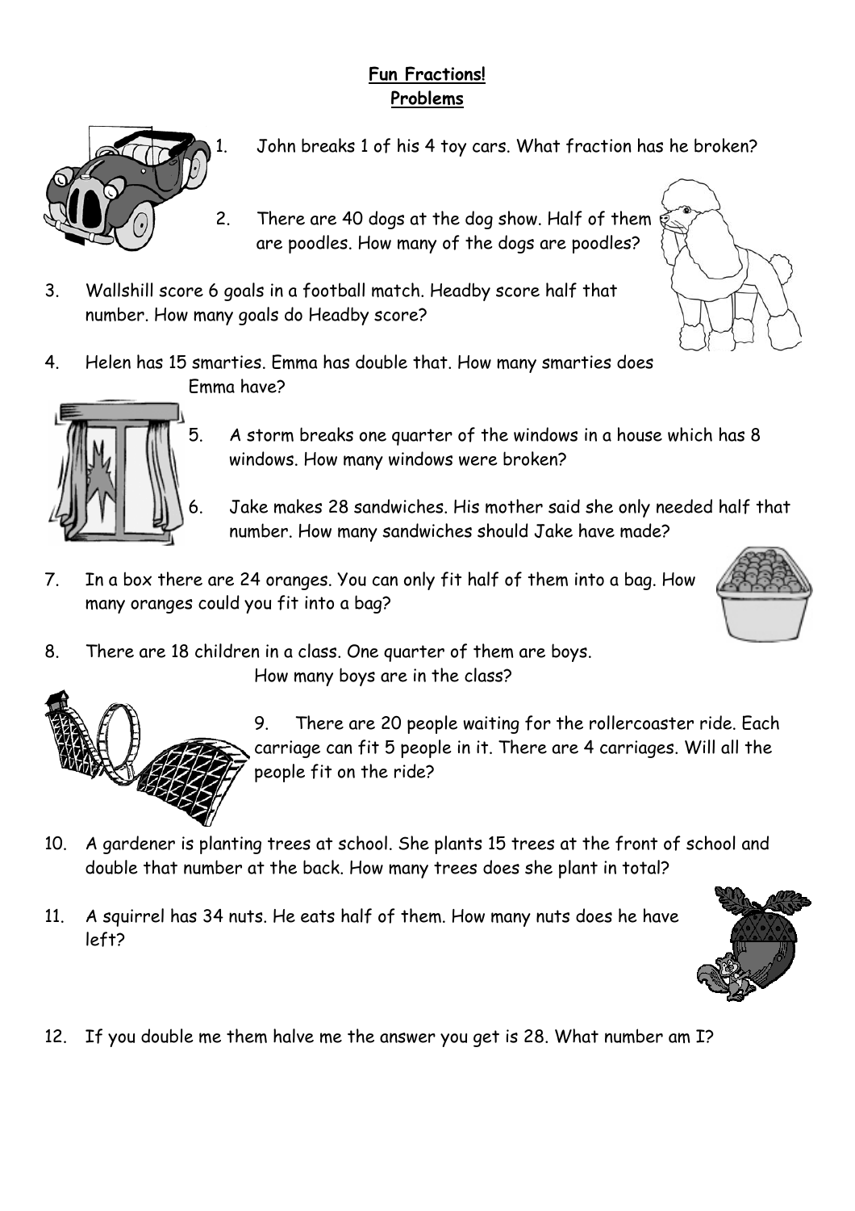**Fun Fractions!**
**Problems**

1. John breaks 1 of his 4 toy cars. What fraction has he broken?

2. There are 40 dogs at the dog show. Half of them are poodles. How many of the dogs are poodles?

3. Wallshill score 6 goals in a football match. Headby score half that number. How many goals do Headby score?

4. Helen has 15 smarties. Emma has double that. How many smarties does Emma have?

5. A storm breaks one quarter of the windows in a house which has 8 windows. How many windows were broken?

6. Jake makes 28 sandwiches. His mother said she only needed half that number. How many sandwiches should Jake have made?

7. In a box there are 24 oranges. You can only fit half of them into a bag. How many oranges could you fit into a bag?

8. There are 18 children in a class. One quarter of them are boys. How many boys are in the class?

9. There are 20 people waiting for the rollercoaster ride. Each carriage can fit 5 people in it. There are 4 carriages. Will all the people fit on the ride?

10. A gardener is planting trees at school. She plants 15 trees at the front of school and double that number at the back. How many trees does she plant in total?

11. A squirrel has 34 nuts. He eats half of them. How many nuts does he have left?

12. If you double me them halve me the answer you get is 28. What number am I?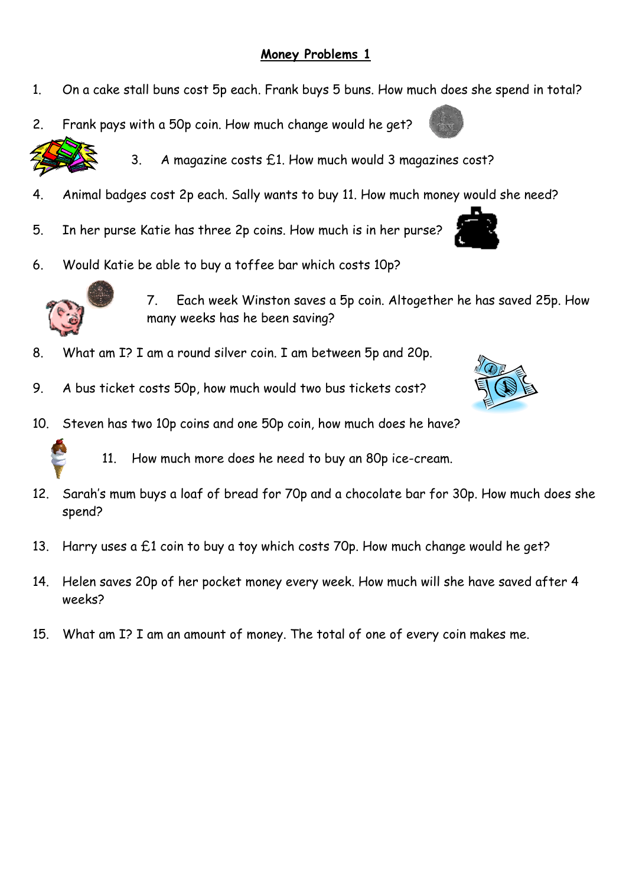# Money Problems 1

1. On a cake stall buns cost 5p each. Frank buys 5 buns. How much does she spend in total?
2. Frank pays with a 50p coin. How much change would he get?
3. A magazine costs £1. How much would 3 magazines cost?
4. Animal badges cost 2p each. Sally wants to buy 11. How much money would she need?
5. In her purse Katie has three 2p coins. How much is in her purse?
6. Would Katie be able to buy a toffee bar which costs 10p?
7. Each week Winston saves a 5p coin. Altogether he has saved 25p. How many weeks has he been saving?
8. What am I? I am a round silver coin. I am between 5p and 20p.
9. A bus ticket costs 50p, how much would two bus tickets cost?
10. Steven has two 10p coins and one 50p coin, how much does he have?
11. How much more does he need to buy an 80p ice-cream.
12. Sarah's mum buys a loaf of bread for 70p and a chocolate bar for 30p. How much does she spend?
13. Harry uses a £1 coin to buy a toy which costs 70p. How much change would he get?
14. Helen saves 20p of her pocket money every week. How much will she have saved after 4 weeks?
15. What am I? I am an amount of money. The total of one of every coin makes me.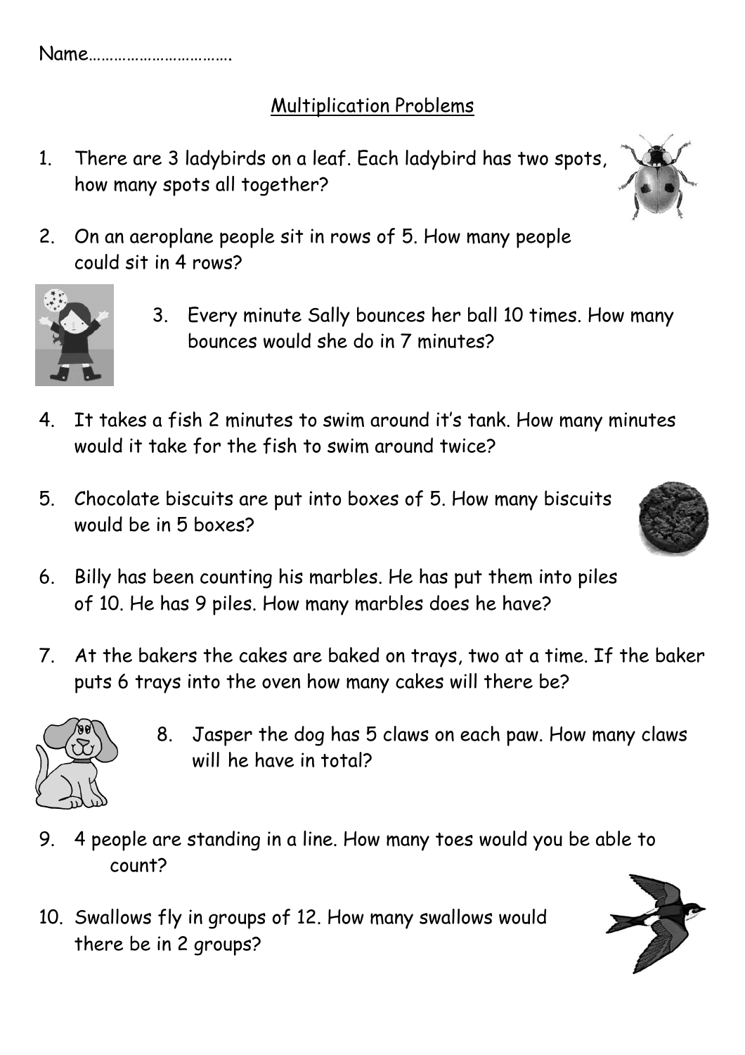Name…………………………….

## Multiplication Problems

1. There are 3 ladybirds on a leaf. Each ladybird has two spots, how many spots all together?

2. On an aeroplane people sit in rows of 5. How many people could sit in 4 rows?

3. Every minute Sally bounces her ball 10 times. How many bounces would she do in 7 minutes?

4. It takes a fish 2 minutes to swim around it's tank. How many minutes would it take for the fish to swim around twice?

5. Chocolate biscuits are put into boxes of 5. How many biscuits would be in 5 boxes?

6. Billy has been counting his marbles. He has put them into piles of 10. He has 9 piles. How many marbles does he have?

7. At the bakers the cakes are baked on trays, two at a time. If the baker puts 6 trays into the oven how many cakes will there be?

8. Jasper the dog has 5 claws on each paw. How many claws will he have in total?

9. 4 people are standing in a line. How many toes would you be able to count?

10. Swallows fly in groups of 12. How many swallows would there be in 2 groups?